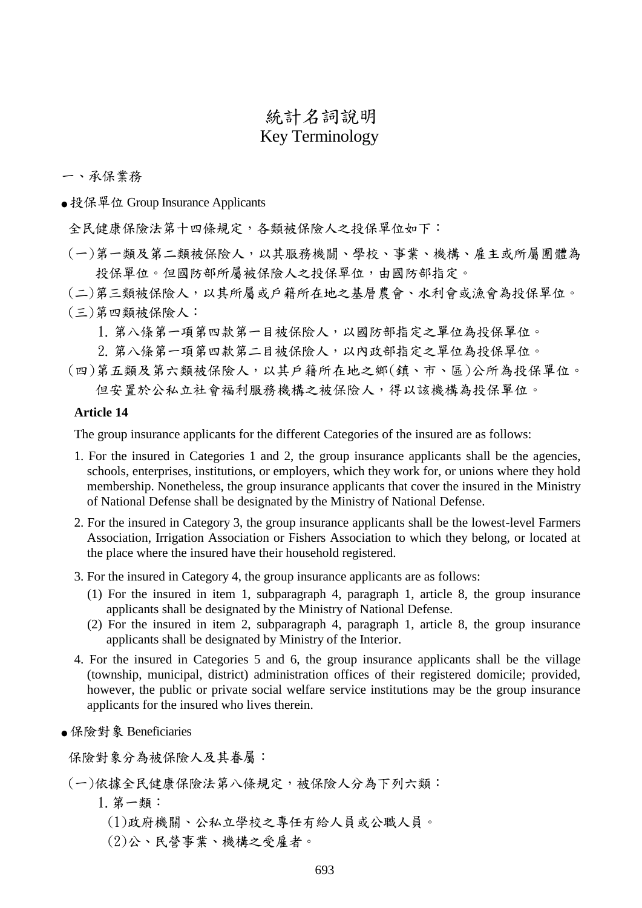# 統計名詞說明
# Key Terminology

## 一、承保業務

● 投保單位 Group Insurance Applicants

全民健康保險法第十四條規定，各類被保險人之投保單位如下：

(一)第一類及第二類被保險人，以其服務機關、學校、事業、機構、雇主或所屬團體為投保單位。但國防部所屬被保險人之投保單位，由國防部指定。

(二)第三類被保險人，以其所屬或戶籍所在地之基層農會、水利會或漁會為投保單位。

(三)第四類被保險人：

1. 第八條第一項第四款第一目被保險人，以國防部指定之單位為投保單位。
2. 第八條第一項第四款第二目被保險人，以內政部指定之單位為投保單位。

(四)第五類及第六類被保險人，以其戶籍所在地之鄉(鎮、市、區)公所為投保單位。但安置於公私立社會福利服務機構之被保險人，得以該機構為投保單位。

**Article 14**

The group insurance applicants for the different Categories of the insured are as follows:

1. For the insured in Categories 1 and 2, the group insurance applicants shall be the agencies, schools, enterprises, institutions, or employers, which they work for, or unions where they hold membership. Nonetheless, the group insurance applicants that cover the insured in the Ministry of National Defense shall be designated by the Ministry of National Defense.
2. For the insured in Category 3, the group insurance applicants shall be the lowest-level Farmers Association, Irrigation Association or Fishers Association to which they belong, or located at the place where the insured have their household registered.
3. For the insured in Category 4, the group insurance applicants are as follows:
   (1) For the insured in item 1, subparagraph 4, paragraph 1, article 8, the group insurance applicants shall be designated by the Ministry of National Defense.
   (2) For the insured in item 2, subparagraph 4, paragraph 1, article 8, the group insurance applicants shall be designated by Ministry of the Interior.
4. For the insured in Categories 5 and 6, the group insurance applicants shall be the village (township, municipal, district) administration offices of their registered domicile; provided, however, the public or private social welfare service institutions may be the group insurance applicants for the insured who lives therein.

● 保險對象 Beneficiaries

保險對象分為被保險人及其眷屬：

(一)依據全民健康保險法第八條規定，被保險人分為下列六類：

1. 第一類：

(1)政府機關、公私立學校之專任有給人員或公職人員。

(2)公、民營事業、機構之受雇者。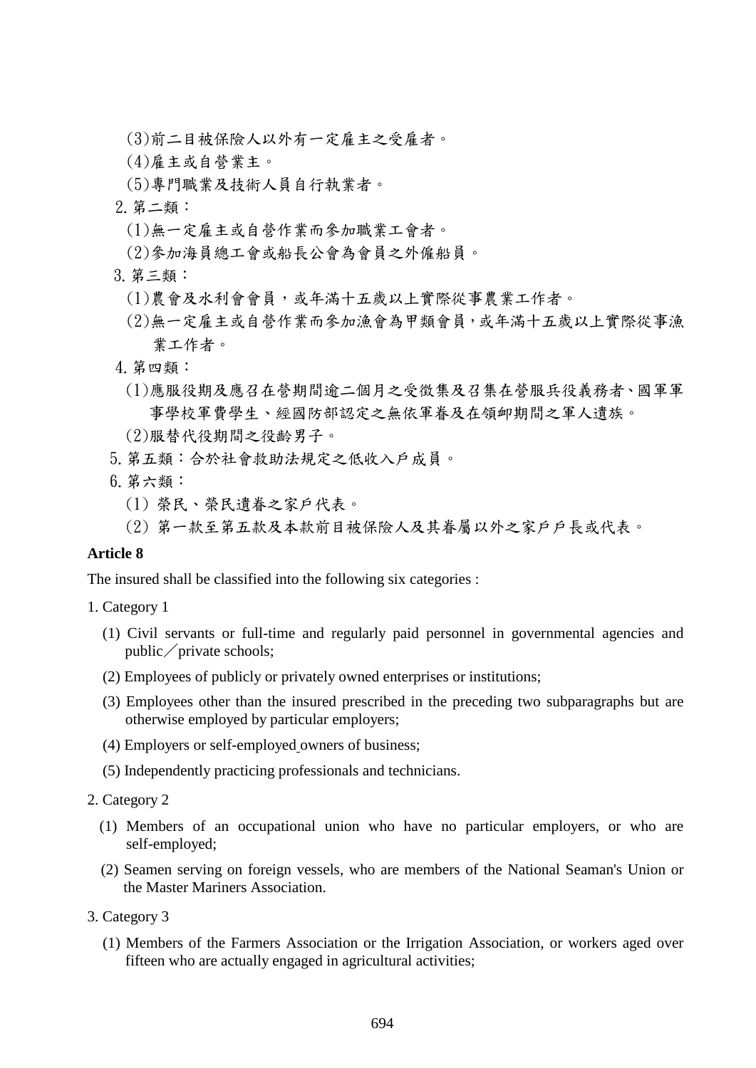(3)前二目被保險人以外有一定雇主之受雇者。

(4)雇主或自營業主。

(5)專門職業及技術人員自行執業者。

2. 第二類：

(1)無一定雇主或自營作業而參加職業工會者。

(2)參加海員總工會或船長公會為會員之外僱船員。

3. 第三類：

(1)農會及水利會會員，或年滿十五歲以上實際從事農業工作者。

(2)無一定雇主或自營作業而參加漁會為甲類會員，或年滿十五歲以上實際從事漁業工作者。

4. 第四類：

(1)應服役期及應召在營期間逾二個月之受徵集及召集在營服兵役義務者、國軍軍事學校軍費學生、經國防部認定之無依軍眷及在領卹期間之軍人遺族。

(2)服替代役期間之役齡男子。

5. 第五類：合於社會救助法規定之低收入戶成員。

6. 第六類：

(1) 榮民、榮民遺眷之家戶代表。

(2) 第一款至第五款及本款前目被保險人及其眷屬以外之家戶戶長或代表。

**Article 8**

The insured shall be classified into the following six categories :

1. Category 1

(1) Civil servants or full-time and regularly paid personnel in governmental agencies and public／private schools;

(2) Employees of publicly or privately owned enterprises or institutions;

(3) Employees other than the insured prescribed in the preceding two subparagraphs but are otherwise employed by particular employers;

(4) Employers or self-employed owners of business;

(5) Independently practicing professionals and technicians.

2. Category 2

(1) Members of an occupational union who have no particular employers, or who are self-employed;

(2) Seamen serving on foreign vessels, who are members of the National Seaman's Union or the Master Mariners Association.

3. Category 3

(1) Members of the Farmers Association or the Irrigation Association, or workers aged over fifteen who are actually engaged in agricultural activities;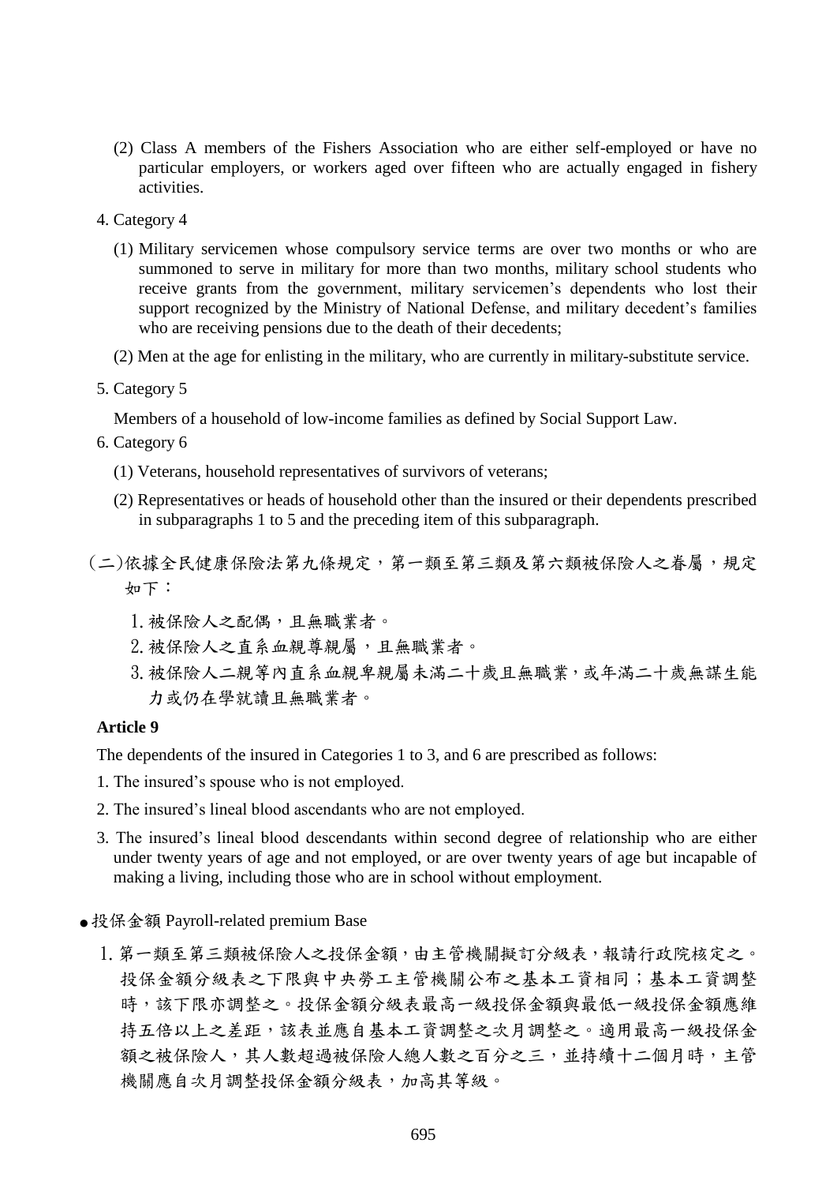(2) Class A members of the Fishers Association who are either self-employed or have no particular employers, or workers aged over fifteen who are actually engaged in fishery activities.

4. Category 4

   (1) Military servicemen whose compulsory service terms are over two months or who are summoned to serve in military for more than two months, military school students who receive grants from the government, military servicemen's dependents who lost their support recognized by the Ministry of National Defense, and military decedent's families who are receiving pensions due to the death of their decedents;

   (2) Men at the age for enlisting in the military, who are currently in military-substitute service.

5. Category 5

   Members of a household of low-income families as defined by Social Support Law.

6. Category 6

   (1) Veterans, household representatives of survivors of veterans;

   (2) Representatives or heads of household other than the insured or their dependents prescribed in subparagraphs 1 to 5 and the preceding item of this subparagraph.

(二)依據全民健康保險法第九條規定，第一類至第三類及第六類被保險人之眷屬，規定如下：

1. 被保險人之配偶，且無職業者。
2. 被保險人之直系血親尊親屬，且無職業者。
3. 被保險人二親等內直系血親卑親屬未滿二十歲且無職業，或年滿二十歲無謀生能力或仍在學就讀且無職業者。

**Article 9**

The dependents of the insured in Categories 1 to 3, and 6 are prescribed as follows:

1. The insured's spouse who is not employed.
2. The insured's lineal blood ascendants who are not employed.
3. The insured's lineal blood descendants within second degree of relationship who are either under twenty years of age and not employed, or are over twenty years of age but incapable of making a living, including those who are in school without employment.

- 投保金額 Payroll-related premium Base

1. 第一類至第三類被保險人之投保金額，由主管機關擬訂分級表，報請行政院核定之。投保金額分級表之下限與中央勞工主管機關公布之基本工資相同；基本工資調整時，該下限亦調整之。投保金額分級表最高一級投保金額與最低一級投保金額應維持五倍以上之差距，該表並應自基本工資調整之次月調整之。適用最高一級投保金額之被保險人，其人數超過被保險人總人數之百分之三，並持續十二個月時，主管機關應自次月調整投保金額分級表，加高其等級。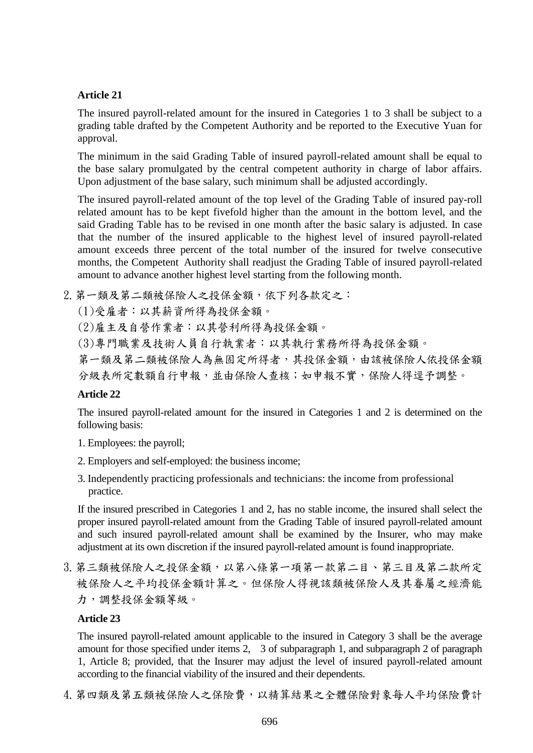**Article 21**

The insured payroll-related amount for the insured in Categories 1 to 3 shall be subject to a grading table drafted by the Competent Authority and be reported to the Executive Yuan for approval.

The minimum in the said Grading Table of insured payroll-related amount shall be equal to the base salary promulgated by the central competent authority in charge of labor affairs. Upon adjustment of the base salary, such minimum shall be adjusted accordingly.

The insured payroll-related amount of the top level of the Grading Table of insured pay-roll related amount has to be kept fivefold higher than the amount in the bottom level, and the said Grading Table has to be revised in one month after the basic salary is adjusted. In case that the number of the insured applicable to the highest level of insured payroll-related amount exceeds three percent of the total number of the insured for twelve consecutive months, the Competent Authority shall readjust the Grading Table of insured payroll-related amount to advance another highest level starting from the following month.

2. 第一類及第二類被保險人之投保金額，依下列各款定之：

(1)受雇者：以其薪資所得為投保金額。

(2)雇主及自營作業者：以其營利所得為投保金額。

(3)專門職業及技術人員自行執業者：以其執行業務所得為投保金額。

第一類及第二類被保險人為無固定所得者，其投保金額，由該被保險人依投保金額分級表所定數額自行申報，並由保險人查核；如申報不實，保險人得逕予調整。

**Article 22**

The insured payroll-related amount for the insured in Categories 1 and 2 is determined on the following basis:

1. Employees: the payroll;
2. Employers and self-employed: the business income;
3. Independently practicing professionals and technicians: the income from professional practice.

If the insured prescribed in Categories 1 and 2, has no stable income, the insured shall select the proper insured payroll-related amount from the Grading Table of insured payroll-related amount and such insured payroll-related amount shall be examined by the Insurer, who may make adjustment at its own discretion if the insured payroll-related amount is found inappropriate.

3. 第三類被保險人之投保金額，以第八條第一項第一款第二目、第三目及第二款所定被保險人之平均投保金額計算之。但保險人得視該類被保險人及其眷屬之經濟能力，調整投保金額等級。

**Article 23**

The insured payroll-related amount applicable to the insured in Category 3 shall be the average amount for those specified under items 2, 3 of subparagraph 1, and subparagraph 2 of paragraph 1, Article 8; provided, that the Insurer may adjust the level of insured payroll-related amount according to the financial viability of the insured and their dependents.

4. 第四類及第五類被保險人之保險費，以精算結果之全體保險對象每人平均保險費計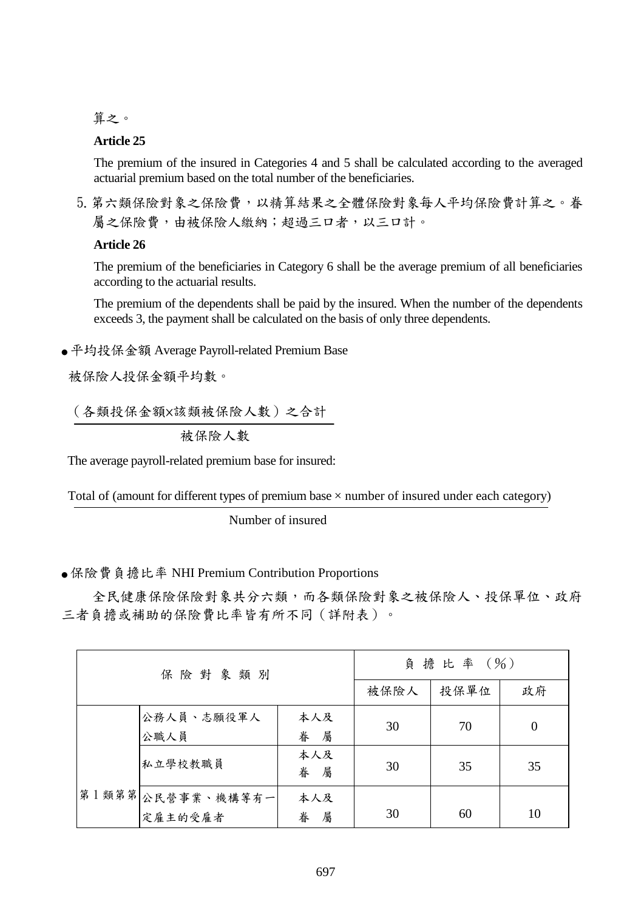算之。

**Article 25**

The premium of the insured in Categories 4 and 5 shall be calculated according to the averaged actuarial premium based on the total number of the beneficiaries.

5. 第六類保險對象之保險費，以精算結果之全體保險對象每人平均保險費計算之。眷屬之保險費，由被保險人繳納；超過三口者，以三口計。

**Article 26**

The premium of the beneficiaries in Category 6 shall be the average premium of all beneficiaries according to the actuarial results.

The premium of the dependents shall be paid by the insured. When the number of the dependents exceeds 3, the payment shall be calculated on the basis of only three dependents.

● 平均投保金額 Average Payroll-related Premium Base

被保險人投保金額平均數。

$$\frac{\text{（各類投保金額×該類被保險人數）之合計}}{\text{被保險人數}}$$

The average payroll-related premium base for insured:

$$\frac{\text{Total of (amount for different types of premium base} \times \text{number of insured under each category)}}{\text{Number of insured}}$$

● 保險費負擔比率 NHI Premium Contribution Proportions

全民健康保險保險對象共分六類，而各類保險對象之被保險人、投保單位、政府三者負擔或補助的保險費比率皆有所不同（詳附表）。

| 保險對象類別 | | | 負擔比率（%） | | |
|---|---|---|---|---|---|
| | | | 被保險人 | 投保單位 | 政府 |
| 第1類第第 | 公務人員、志願役軍人公職人員 | 本人及眷屬 | 30 | 70 | 0 |
| | 私立學校教職員 | 本人及眷屬 | 30 | 35 | 35 |
| | 公民營事業、機構等有一定雇主的受雇者 | 本人及眷屬 | 30 | 60 | 10 |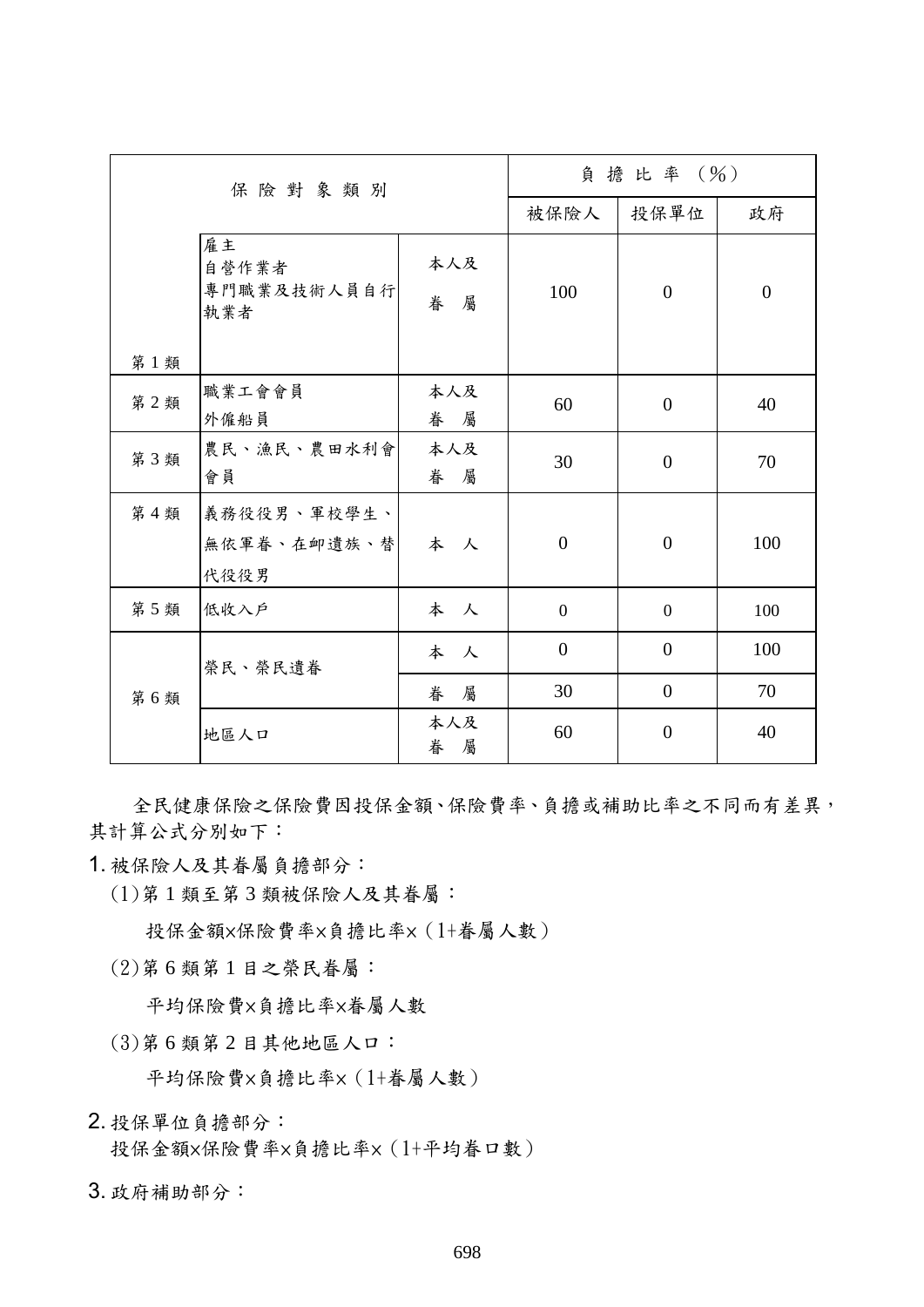| 保險對象類別 | | | 負擔比率（%） | | |
|---|---|---|---|---|---|
| | | | 被保險人 | 投保單位 | 政府 |
| 第1類 | 雇主<br>自營作業者<br>專門職業及技術人員自行執業者 | 本人及眷屬 | 100 | 0 | 0 |
| 第2類 | 職業工會會員<br>外僱船員 | 本人及眷屬 | 60 | 0 | 40 |
| 第3類 | 農民、漁民、農田水利會會員 | 本人及眷屬 | 30 | 0 | 70 |
| 第4類 | 義務役役男、軍校學生、無依軍眷、在卹遺族、替代役役男 | 本人 | 0 | 0 | 100 |
| 第5類 | 低收入戶 | 本人 | 0 | 0 | 100 |
| 第6類 | 榮民、榮民遺眷 | 本人 | 0 | 0 | 100 |
| | | 眷屬 | 30 | 0 | 70 |
| | 地區人口 | 本人及眷屬 | 60 | 0 | 40 |

全民健康保險之保險費因投保金額、保險費率、負擔或補助比率之不同而有差異，其計算公式分別如下：

1. 被保險人及其眷屬負擔部分：

   (1)第1類至第3類被保險人及其眷屬：

   投保金額×保險費率×負擔比率×（1+眷屬人數）

   (2)第6類第1目之榮民眷屬：

   平均保險費×負擔比率×眷屬人數

   (3)第6類第2目其他地區人口：

   平均保險費×負擔比率×（1+眷屬人數）

2. 投保單位負擔部分：

   投保金額×保險費率×負擔比率×（1+平均眷口數）

3. 政府補助部分：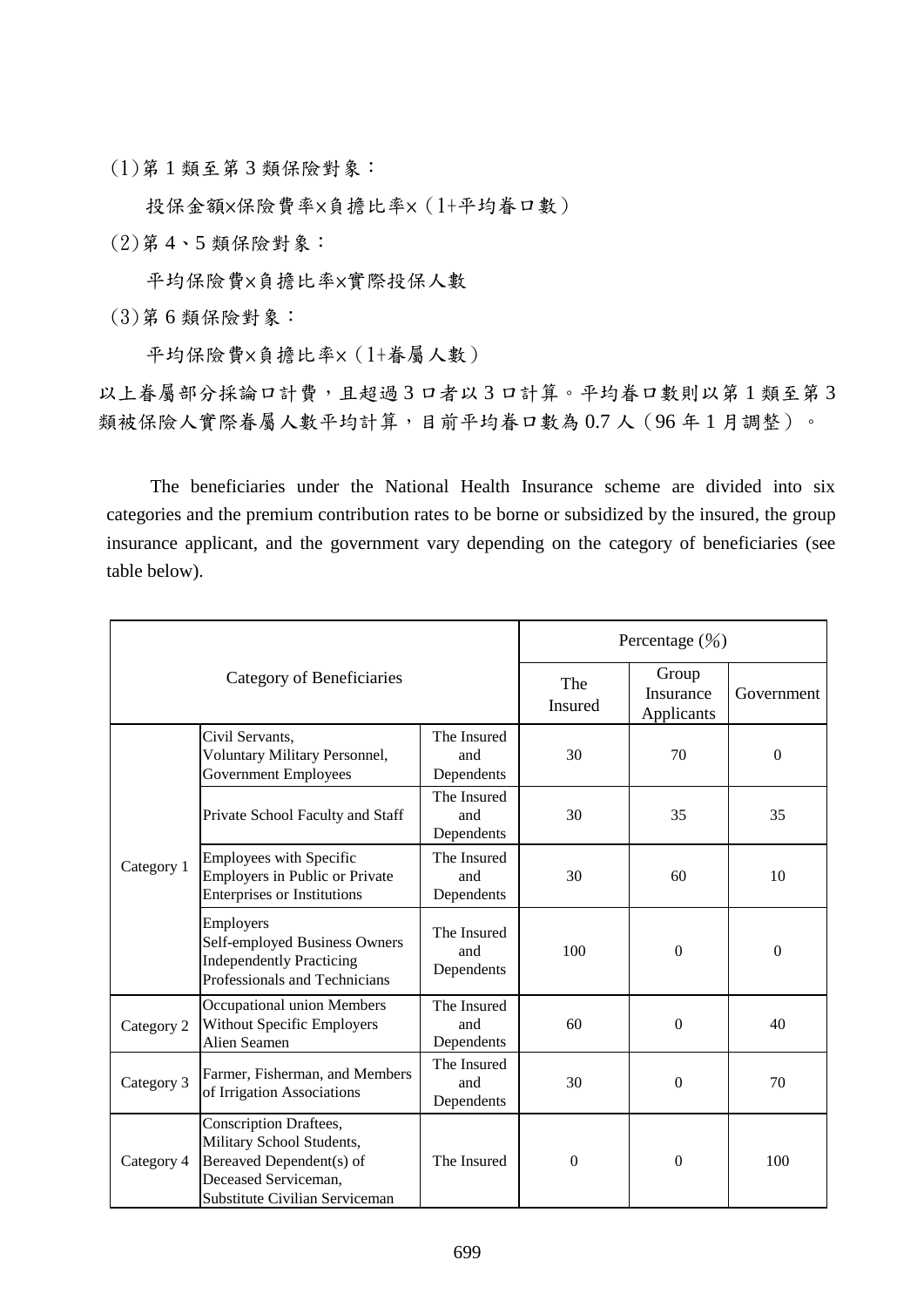(1)第 1 類至第 3 類保險對象：

投保金額×保險費率×負擔比率×（1+平均眷口數）

(2)第 4、5 類保險對象：

平均保險費×負擔比率×實際投保人數

(3)第 6 類保險對象：

平均保險費×負擔比率×（1+眷屬人數）

以上眷屬部分採論口計費，且超過 3 口者以 3 口計算。平均眷口數則以第 1 類至第 3 類被保險人實際眷屬人數平均計算，目前平均眷口數為 0.7 人（96 年 1 月調整）。

The beneficiaries under the National Health Insurance scheme are divided into six categories and the premium contribution rates to be borne or subsidized by the insured, the group insurance applicant, and the government vary depending on the category of beneficiaries (see table below).

| Category of Beneficiaries | | | Percentage (%) | | |
|---|---|---|---|---|---|
| | | | The Insured | Group Insurance Applicants | Government |
| Category 1 | Civil Servants, Voluntary Military Personnel, Government Employees | The Insured and Dependents | 30 | 70 | 0 |
| | Private School Faculty and Staff | The Insured and Dependents | 30 | 35 | 35 |
| | Employees with Specific Employers in Public or Private Enterprises or Institutions | The Insured and Dependents | 30 | 60 | 10 |
| | Employers Self-employed Business Owners Independently Practicing Professionals and Technicians | The Insured and Dependents | 100 | 0 | 0 |
| Category 2 | Occupational union Members Without Specific Employers Alien Seamen | The Insured and Dependents | 60 | 0 | 40 |
| Category 3 | Farmer, Fisherman, and Members of Irrigation Associations | The Insured and Dependents | 30 | 0 | 70 |
| Category 4 | Conscription Draftees, Military School Students, Bereaved Dependent(s) of Deceased Serviceman, Substitute Civilian Serviceman | The Insured | 0 | 0 | 100 |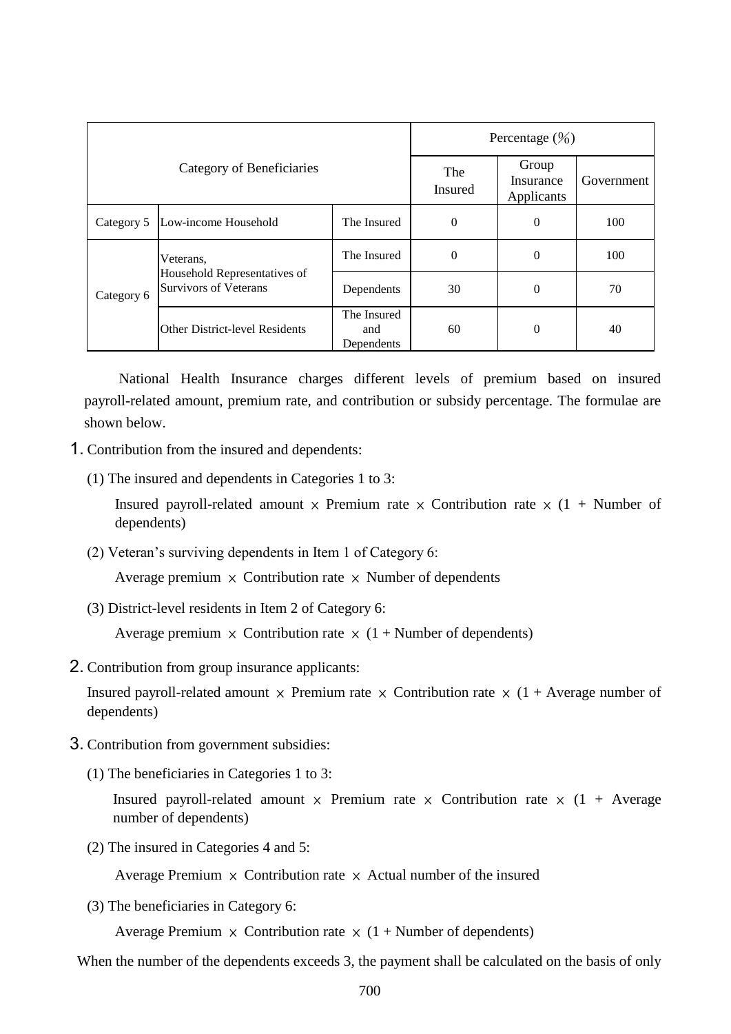| Category of Beneficiaries | | | Percentage (%) | | |
|---|---|---|---|---|---|
| | | | The Insured | Group Insurance Applicants | Government |
| Category 5 | Low-income Household | The Insured | 0 | 0 | 100 |
| Category 6 | Veterans, Household Representatives of Survivors of Veterans | The Insured | 0 | 0 | 100 |
| | | Dependents | 30 | 0 | 70 |
| | Other District-level Residents | The Insured and Dependents | 60 | 0 | 40 |

National Health Insurance charges different levels of premium based on insured payroll-related amount, premium rate, and contribution or subsidy percentage. The formulae are shown below.

1. Contribution from the insured and dependents:

   (1) The insured and dependents in Categories 1 to 3:

   Insured payroll-related amount × Premium rate × Contribution rate × (1 + Number of dependents)

   (2) Veteran's surviving dependents in Item 1 of Category 6:

   Average premium × Contribution rate × Number of dependents

   (3) District-level residents in Item 2 of Category 6:

   Average premium × Contribution rate × (1 + Number of dependents)

2. Contribution from group insurance applicants:

   Insured payroll-related amount × Premium rate × Contribution rate × (1 + Average number of dependents)

3. Contribution from government subsidies:

   (1) The beneficiaries in Categories 1 to 3:

   Insured payroll-related amount × Premium rate × Contribution rate × (1 + Average number of dependents)

   (2) The insured in Categories 4 and 5:

   Average Premium × Contribution rate × Actual number of the insured

   (3) The beneficiaries in Category 6:

   Average Premium × Contribution rate × (1 + Number of dependents)

When the number of the dependents exceeds 3, the payment shall be calculated on the basis of only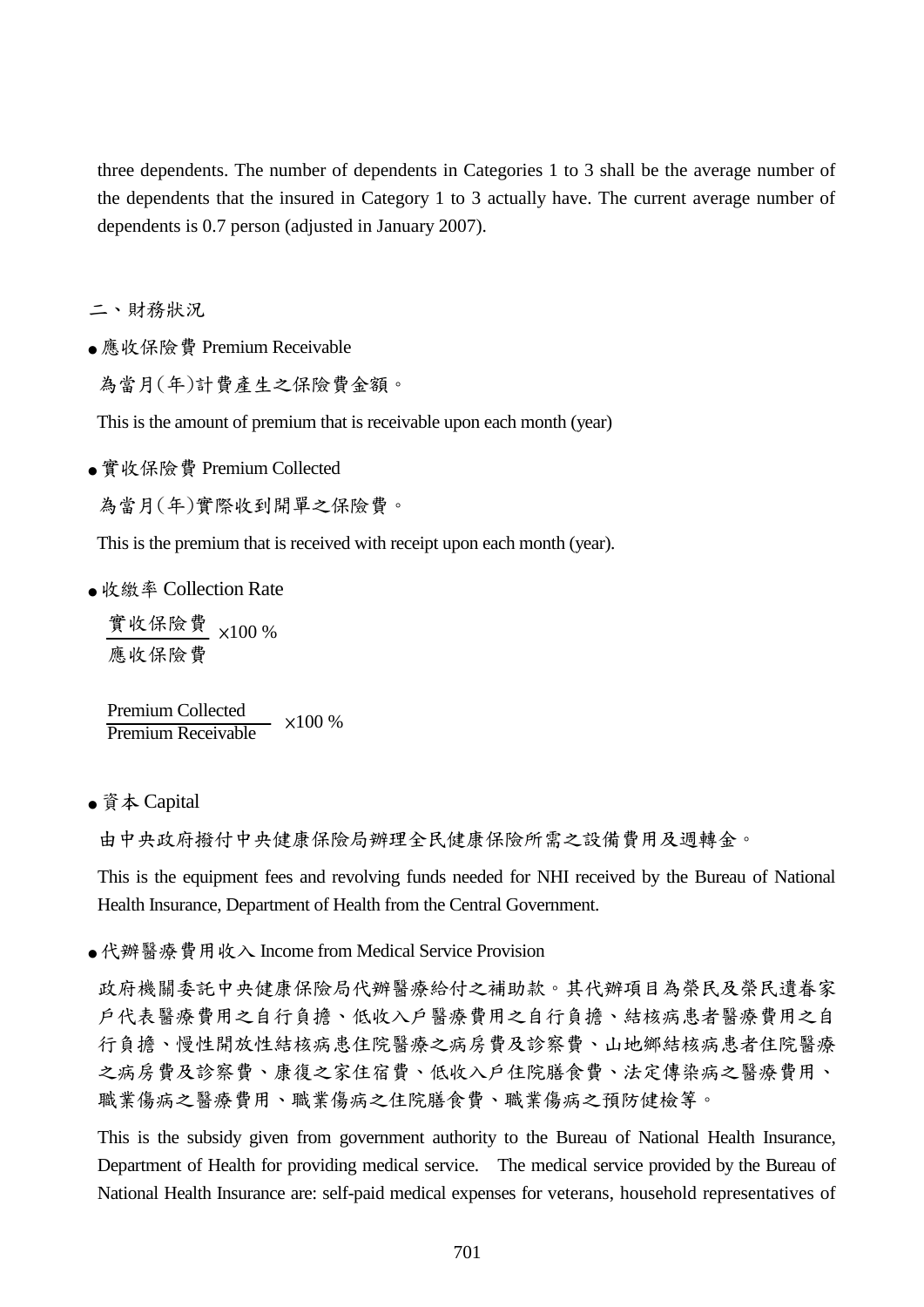three dependents. The number of dependents in Categories 1 to 3 shall be the average number of the dependents that the insured in Category 1 to 3 actually have. The current average number of dependents is 0.7 person (adjusted in January 2007).

## 二、財務狀況

- 應收保險費 Premium Receivable

為當月(年)計費產生之保險費金額。

This is the amount of premium that is receivable upon each month (year)

- 實收保險費 Premium Collected

為當月(年)實際收到開單之保險費。

This is the premium that is received with receipt upon each month (year).

- 收繳率 Collection Rate

$$\frac{\text{實收保險費}}{\text{應收保險費}} \times 100\ \%$$

$$\frac{\text{Premium Collected}}{\text{Premium Receivable}} \times 100\ \%$$

- 資本 Capital

由中央政府撥付中央健康保險局辦理全民健康保險所需之設備費用及週轉金。

This is the equipment fees and revolving funds needed for NHI received by the Bureau of National Health Insurance, Department of Health from the Central Government.

- 代辦醫療費用收入 Income from Medical Service Provision

政府機關委託中央健康保險局代辦醫療給付之補助款。其代辦項目為榮民及榮民遺眷家戶代表醫療費用之自行負擔、低收入戶醫療費用之自行負擔、結核病患者醫療費用之自行負擔、慢性開放性結核病患住院醫療之病房費及診察費、山地鄉結核病患者住院醫療之病房費及診察費、康復之家住宿費、低收入戶住院膳食費、法定傳染病之醫療費用、職業傷病之醫療費用、職業傷病之住院膳食費、職業傷病之預防健檢等。

This is the subsidy given from government authority to the Bureau of National Health Insurance, Department of Health for providing medical service. The medical service provided by the Bureau of National Health Insurance are: self-paid medical expenses for veterans, household representatives of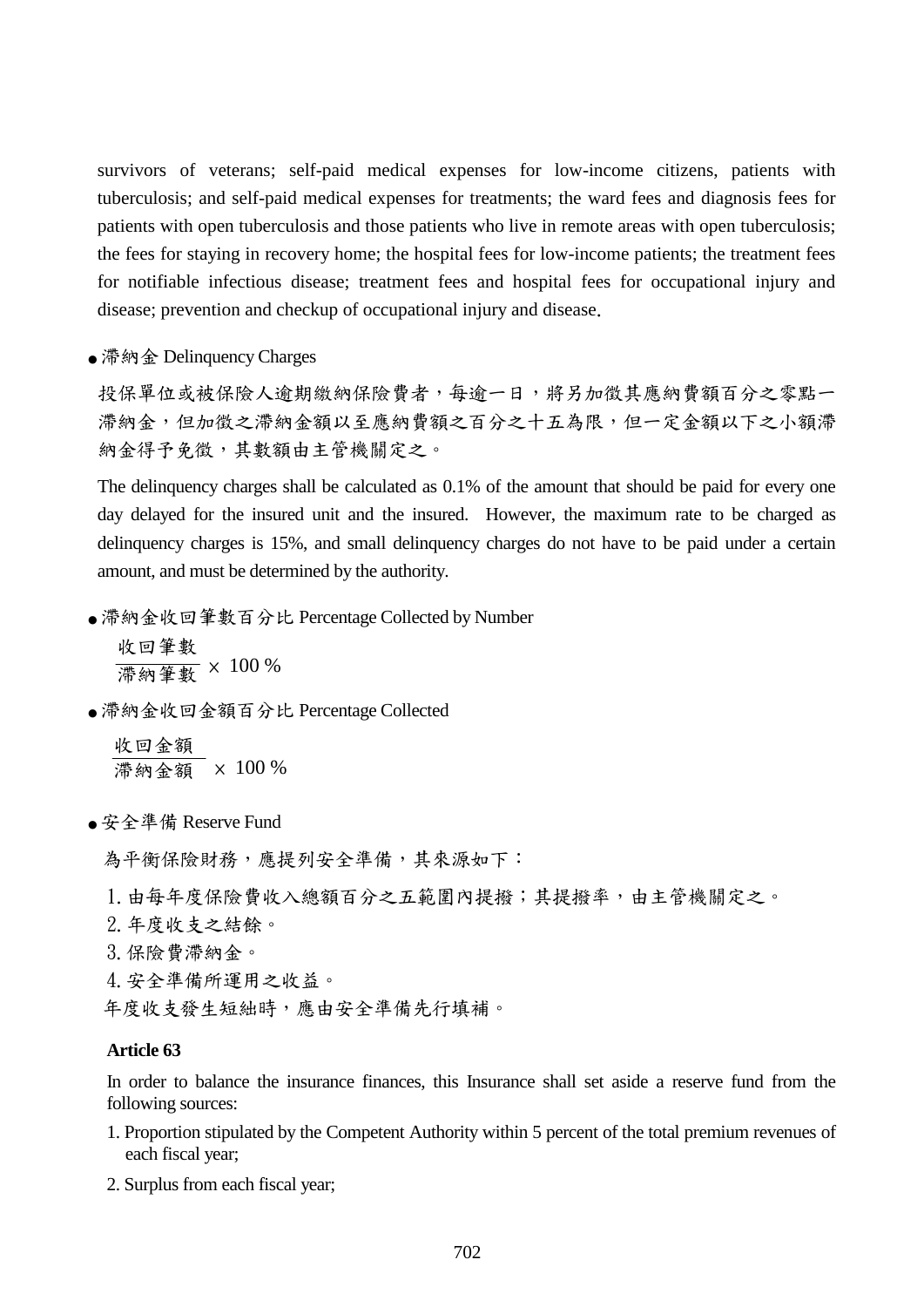survivors of veterans; self-paid medical expenses for low-income citizens, patients with tuberculosis; and self-paid medical expenses for treatments; the ward fees and diagnosis fees for patients with open tuberculosis and those patients who live in remote areas with open tuberculosis; the fees for staying in recovery home; the hospital fees for low-income patients; the treatment fees for notifiable infectious disease; treatment fees and hospital fees for occupational injury and disease; prevention and checkup of occupational injury and disease.

- 滯納金 Delinquency Charges

投保單位或被保險人逾期繳納保險費者，每逾一日，將另加徵其應納費額百分之零點一滯納金，但加徵之滯納金額以至應納費額之百分之十五為限，但一定金額以下之小額滯納金得予免徵，其數額由主管機關定之。

The delinquency charges shall be calculated as 0.1% of the amount that should be paid for every one day delayed for the insured unit and the insured. However, the maximum rate to be charged as delinquency charges is 15%, and small delinquency charges do not have to be paid under a certain amount, and must be determined by the authority.

- 滯納金收回筆數百分比 Percentage Collected by Number

$$\frac{\text{收回筆數}}{\text{滯納筆數}} \times 100\,\%$$

- 滯納金收回金額百分比 Percentage Collected

$$\frac{\text{收回金額}}{\text{滯納金額}} \times 100\,\%$$

- 安全準備 Reserve Fund

為平衡保險財務，應提列安全準備，其來源如下：

1. 由每年度保險費收入總額百分之五範圍內提撥；其提撥率，由主管機關定之。
2. 年度收支之結餘。
3. 保險費滯納金。
4. 安全準備所運用之收益。

年度收支發生短絀時，應由安全準備先行填補。

**Article 63**

In order to balance the insurance finances, this Insurance shall set aside a reserve fund from the following sources:

1. Proportion stipulated by the Competent Authority within 5 percent of the total premium revenues of each fiscal year;
2. Surplus from each fiscal year;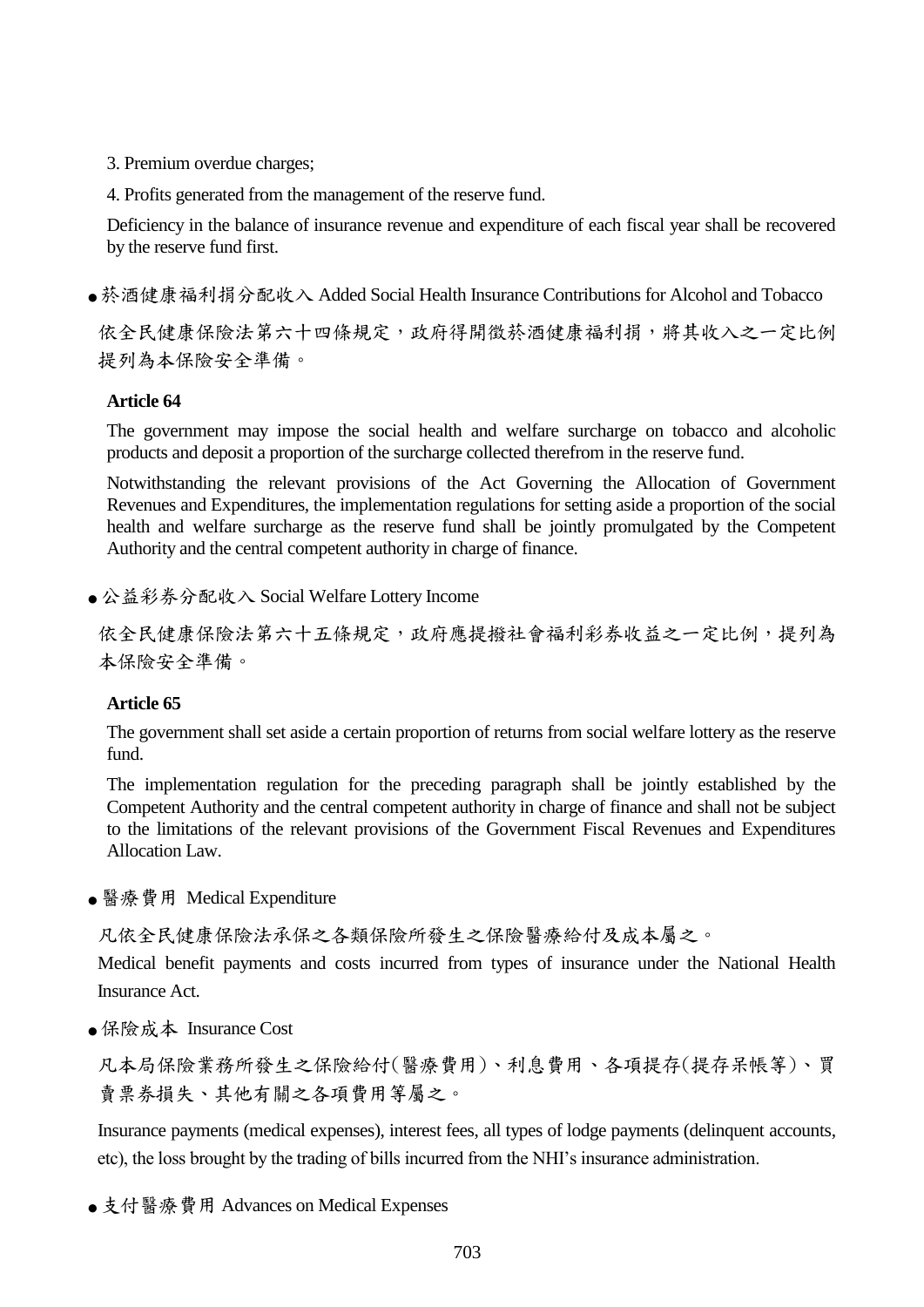3. Premium overdue charges;

4. Profits generated from the management of the reserve fund.

Deficiency in the balance of insurance revenue and expenditure of each fiscal year shall be recovered by the reserve fund first.

- 菸酒健康福利捐分配收入 Added Social Health Insurance Contributions for Alcohol and Tobacco

依全民健康保險法第六十四條規定，政府得開徵菸酒健康福利捐，將其收入之一定比例提列為本保險安全準備。

**Article 64**

The government may impose the social health and welfare surcharge on tobacco and alcoholic products and deposit a proportion of the surcharge collected therefrom in the reserve fund.

Notwithstanding the relevant provisions of the Act Governing the Allocation of Government Revenues and Expenditures, the implementation regulations for setting aside a proportion of the social health and welfare surcharge as the reserve fund shall be jointly promulgated by the Competent Authority and the central competent authority in charge of finance.

- 公益彩券分配收入 Social Welfare Lottery Income

依全民健康保險法第六十五條規定，政府應提撥社會福利彩券收益之一定比例，提列為本保險安全準備。

**Article 65**

The government shall set aside a certain proportion of returns from social welfare lottery as the reserve fund.

The implementation regulation for the preceding paragraph shall be jointly established by the Competent Authority and the central competent authority in charge of finance and shall not be subject to the limitations of the relevant provisions of the Government Fiscal Revenues and Expenditures Allocation Law.

- 醫療費用 Medical Expenditure

凡依全民健康保險法承保之各類保險所發生之保險醫療給付及成本屬之。

Medical benefit payments and costs incurred from types of insurance under the National Health Insurance Act.

- 保險成本 Insurance Cost

凡本局保險業務所發生之保險給付(醫療費用)、利息費用、各項提存(提存呆帳等)、買賣票券損失、其他有關之各項費用等屬之。

Insurance payments (medical expenses), interest fees, all types of lodge payments (delinquent accounts, etc), the loss brought by the trading of bills incurred from the NHI's insurance administration.

- 支付醫療費用 Advances on Medical Expenses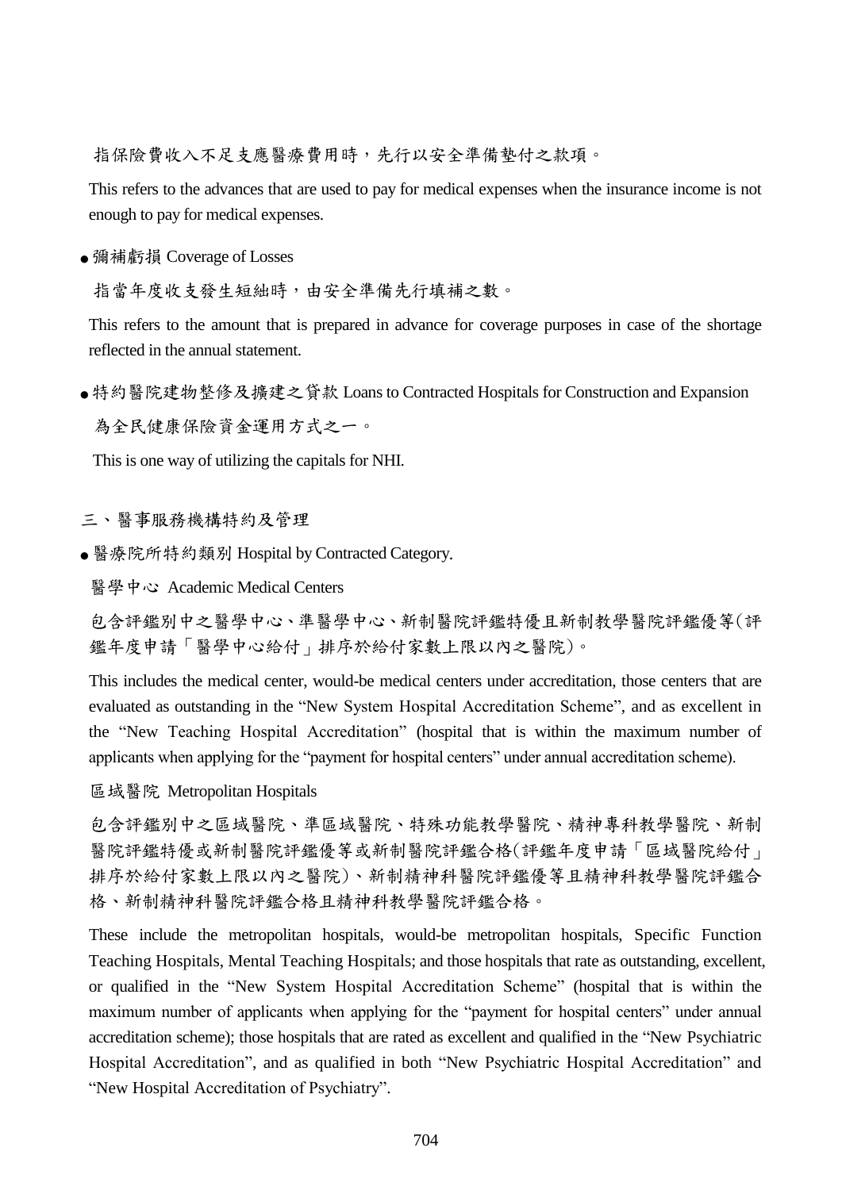指保險費收入不足支應醫療費用時，先行以安全準備墊付之款項。

This refers to the advances that are used to pay for medical expenses when the insurance income is not enough to pay for medical expenses.

- 彌補虧損 Coverage of Losses

指當年度收支發生短絀時，由安全準備先行填補之數。

This refers to the amount that is prepared in advance for coverage purposes in case of the shortage reflected in the annual statement.

- 特約醫院建物整修及擴建之貸款 Loans to Contracted Hospitals for Construction and Expansion

為全民健康保險資金運用方式之一。

This is one way of utilizing the capitals for NHI.

## 三、醫事服務機構特約及管理

- 醫療院所特約類別 Hospital by Contracted Category.

醫學中心 Academic Medical Centers

包含評鑑別中之醫學中心、準醫學中心、新制醫院評鑑特優且新制教學醫院評鑑優等(評鑑年度申請「醫學中心給付」排序於給付家數上限以內之醫院)。

This includes the medical center, would-be medical centers under accreditation, those centers that are evaluated as outstanding in the "New System Hospital Accreditation Scheme", and as excellent in the "New Teaching Hospital Accreditation" (hospital that is within the maximum number of applicants when applying for the "payment for hospital centers" under annual accreditation scheme).

區域醫院 Metropolitan Hospitals

包含評鑑別中之區域醫院、準區域醫院、特殊功能教學醫院、精神專科教學醫院、新制醫院評鑑特優或新制醫院評鑑優等或新制醫院評鑑合格(評鑑年度申請「區域醫院給付」排序於給付家數上限以內之醫院)、新制精神科醫院評鑑優等且精神科教學醫院評鑑合格、新制精神科醫院評鑑合格且精神科教學醫院評鑑合格。

These include the metropolitan hospitals, would-be metropolitan hospitals, Specific Function Teaching Hospitals, Mental Teaching Hospitals; and those hospitals that rate as outstanding, excellent, or qualified in the "New System Hospital Accreditation Scheme" (hospital that is within the maximum number of applicants when applying for the "payment for hospital centers" under annual accreditation scheme); those hospitals that are rated as excellent and qualified in the "New Psychiatric Hospital Accreditation", and as qualified in both "New Psychiatric Hospital Accreditation" and "New Hospital Accreditation of Psychiatry".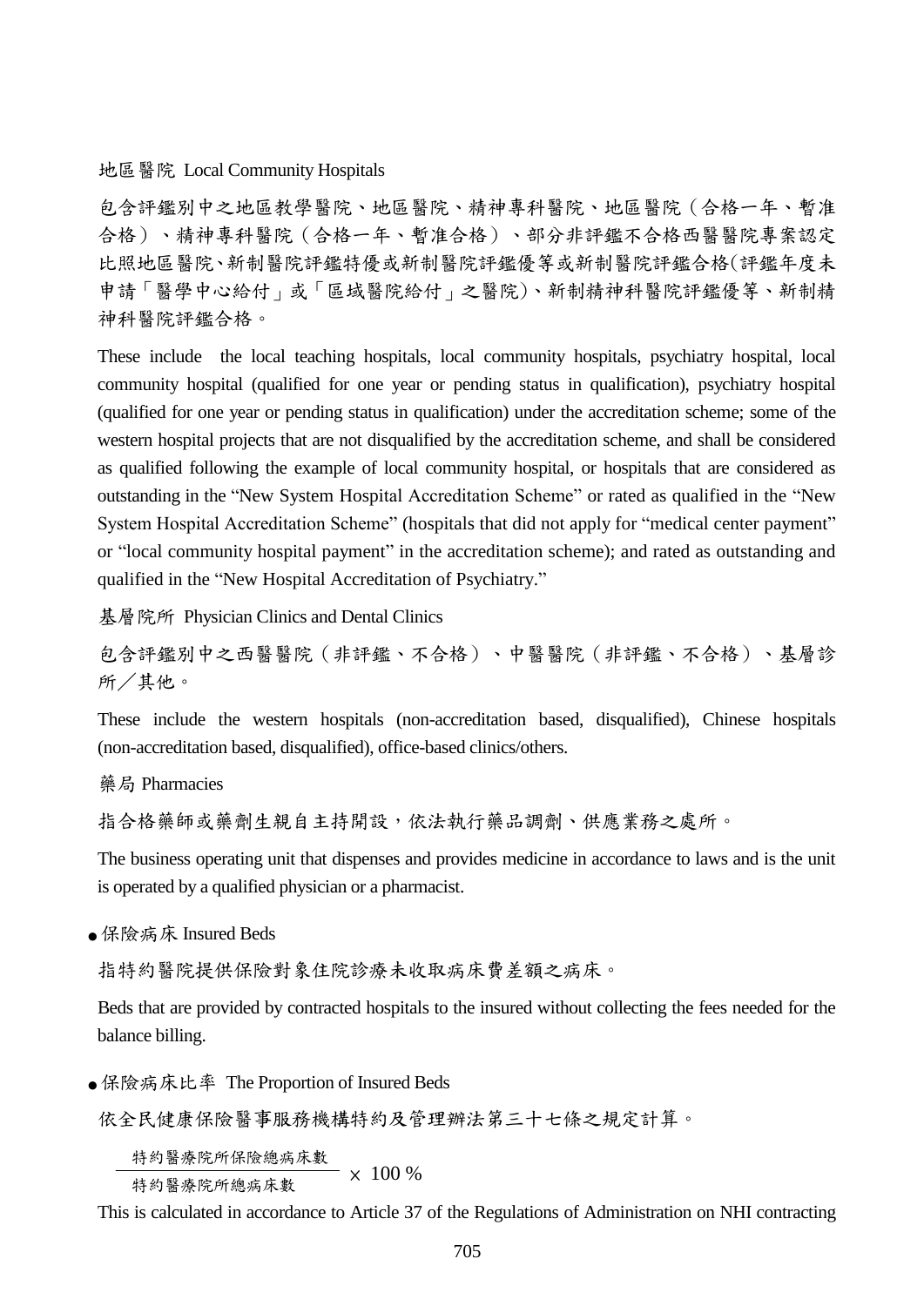地區醫院 Local Community Hospitals

包含評鑑別中之地區教學醫院、地區醫院、精神專科醫院、地區醫院（合格一年、暫准合格）、精神專科醫院（合格一年、暫准合格）、部分非評鑑不合格西醫醫院專案認定比照地區醫院、新制醫院評鑑特優或新制醫院評鑑優等或新制醫院評鑑合格(評鑑年度未申請「醫學中心給付」或「區域醫院給付」之醫院)、新制精神科醫院評鑑優等、新制精神科醫院評鑑合格。

These include the local teaching hospitals, local community hospitals, psychiatry hospital, local community hospital (qualified for one year or pending status in qualification), psychiatry hospital (qualified for one year or pending status in qualification) under the accreditation scheme; some of the western hospital projects that are not disqualified by the accreditation scheme, and shall be considered as qualified following the example of local community hospital, or hospitals that are considered as outstanding in the "New System Hospital Accreditation Scheme" or rated as qualified in the "New System Hospital Accreditation Scheme" (hospitals that did not apply for "medical center payment" or "local community hospital payment" in the accreditation scheme); and rated as outstanding and qualified in the "New Hospital Accreditation of Psychiatry."

基層院所 Physician Clinics and Dental Clinics

包含評鑑別中之西醫醫院（非評鑑、不合格）、中醫醫院（非評鑑、不合格）、基層診所／其他。

These include the western hospitals (non-accreditation based, disqualified), Chinese hospitals (non-accreditation based, disqualified), office-based clinics/others.

藥局 Pharmacies

指合格藥師或藥劑生親自主持開設，依法執行藥品調劑、供應業務之處所。

The business operating unit that dispenses and provides medicine in accordance to laws and is the unit is operated by a qualified physician or a pharmacist.

- 保險病床 Insured Beds

指特約醫院提供保險對象住院診療未收取病床費差額之病床。

Beds that are provided by contracted hospitals to the insured without collecting the fees needed for the balance billing.

- 保險病床比率 The Proportion of Insured Beds

依全民健康保險醫事服務機構特約及管理辦法第三十七條之規定計算。

$$\frac{\text{特約醫療院所保險總病床數}}{\text{特約醫療院所總病床數}} \times 100\ \%$$

This is calculated in accordance to Article 37 of the Regulations of Administration on NHI contracting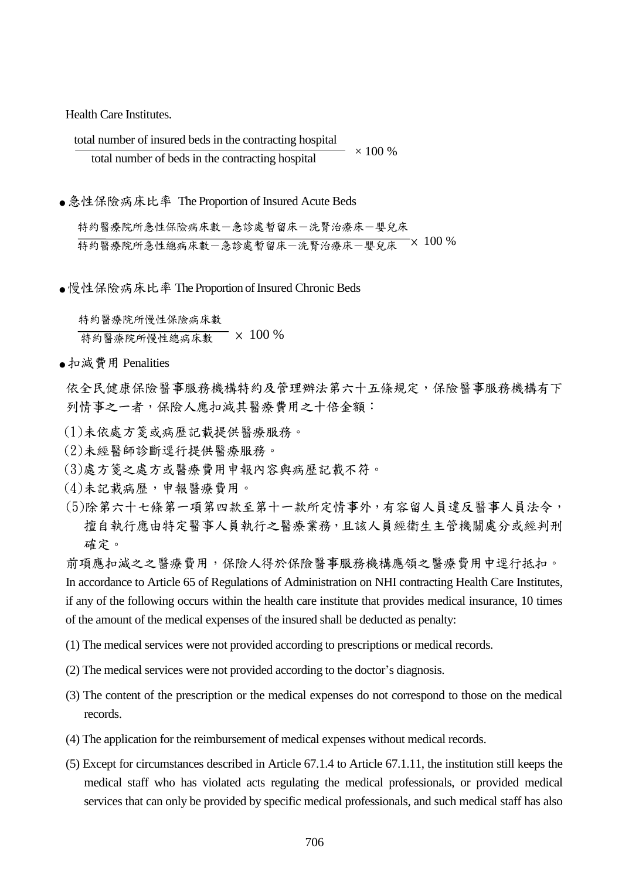Health Care Institutes.

$$\frac{\text{total number of insured beds in the contracting hospital}}{\text{total number of beds in the contracting hospital}} \times 100\ \%$$

- 急性保險病床比率 The Proportion of Insured Acute Beds

$$\frac{\text{特約醫療院所急性保險病床數－急診處暫留床－洗腎治療床－嬰兒床}}{\text{特約醫療院所急性總病床數－急診處暫留床－洗腎治療床－嬰兒床}} \times 100\ \%$$

- 慢性保險病床比率 The Proportion of Insured Chronic Beds

$$\frac{\text{特約醫療院所慢性保險病床數}}{\text{特約醫療院所慢性總病床數}} \times 100\ \%$$

- 扣減費用 Penalities

依全民健康保險醫事服務機構特約及管理辦法第六十五條規定，保險醫事服務機構有下列情事之一者，保險人應扣減其醫療費用之十倍金額：

(1)未依處方箋或病歷記載提供醫療服務。

(2)未經醫師診斷逕行提供醫療服務。

(3)處方箋之處方或醫療費用申報內容與病歷記載不符。

(4)未記載病歷，申報醫療費用。

(5)除第六十七條第一項第四款至第十一款所定情事外，有容留人員違反醫事人員法令，擅自執行應由特定醫事人員執行之醫療業務，且該人員經衛生主管機關處分或經判刑確定。

前項應扣減之之醫療費用，保險人得於保險醫事服務機構應領之醫療費用中逕行抵扣。

In accordance to Article 65 of Regulations of Administration on NHI contracting Health Care Institutes, if any of the following occurs within the health care institute that provides medical insurance, 10 times of the amount of the medical expenses of the insured shall be deducted as penalty:

(1) The medical services were not provided according to prescriptions or medical records.

(2) The medical services were not provided according to the doctor's diagnosis.

(3) The content of the prescription or the medical expenses do not correspond to those on the medical records.

(4) The application for the reimbursement of medical expenses without medical records.

(5) Except for circumstances described in Article 67.1.4 to Article 67.1.11, the institution still keeps the medical staff who has violated acts regulating the medical professionals, or provided medical services that can only be provided by specific medical professionals, and such medical staff has also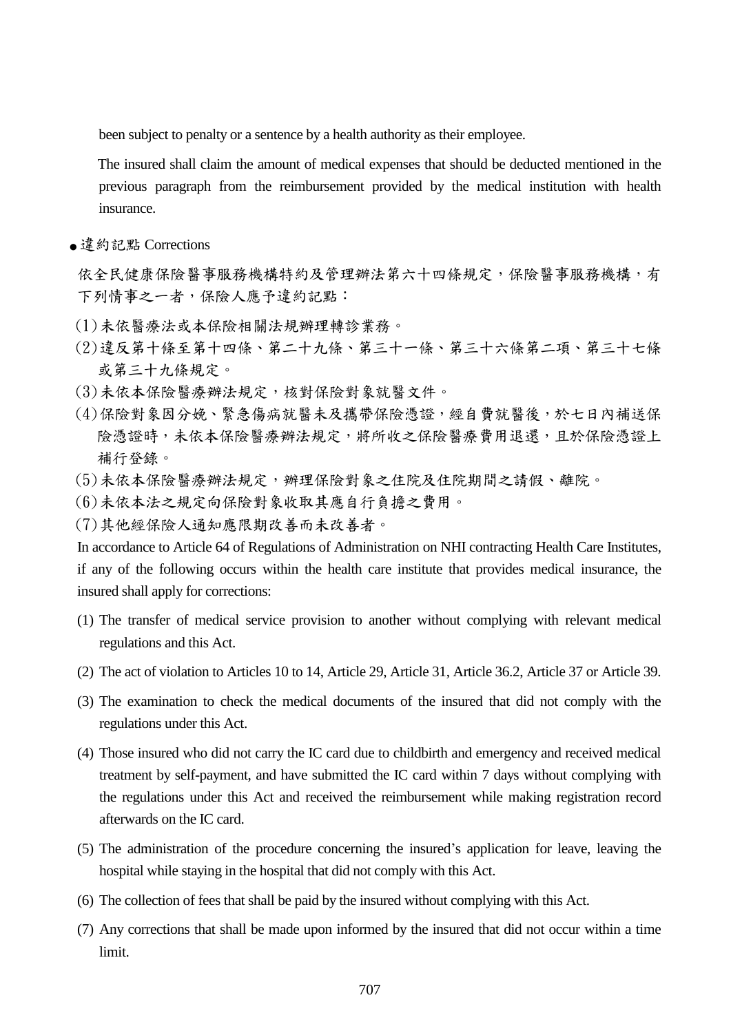been subject to penalty or a sentence by a health authority as their employee.

The insured shall claim the amount of medical expenses that should be deducted mentioned in the previous paragraph from the reimbursement provided by the medical institution with health insurance.

- 違約記點 Corrections

依全民健康保險醫事服務機構特約及管理辦法第六十四條規定，保險醫事服務機構，有下列情事之一者，保險人應予違約記點：

(1) 未依醫療法或本保險相關法規辦理轉診業務。
(2) 違反第十條至第十四條、第二十九條、第三十一條、第三十六條第二項、第三十七條或第三十九條規定。
(3) 未依本保險醫療辦法規定，核對保險對象就醫文件。
(4) 保險對象因分娩、緊急傷病就醫未及攜帶保險憑證，經自費就醫後，於七日內補送保險憑證時，未依本保險醫療辦法規定，將所收之保險醫療費用退還，且於保險憑證上補行登錄。
(5) 未依本保險醫療辦法規定，辦理保險對象之住院及住院期間之請假、離院。
(6) 未依本法之規定向保險對象收取其應自行負擔之費用。
(7) 其他經保險人通知應限期改善而未改善者。

In accordance to Article 64 of Regulations of Administration on NHI contracting Health Care Institutes, if any of the following occurs within the health care institute that provides medical insurance, the insured shall apply for corrections:

(1) The transfer of medical service provision to another without complying with relevant medical regulations and this Act.
(2) The act of violation to Articles 10 to 14, Article 29, Article 31, Article 36.2, Article 37 or Article 39.
(3) The examination to check the medical documents of the insured that did not comply with the regulations under this Act.
(4) Those insured who did not carry the IC card due to childbirth and emergency and received medical treatment by self-payment, and have submitted the IC card within 7 days without complying with the regulations under this Act and received the reimbursement while making registration record afterwards on the IC card.
(5) The administration of the procedure concerning the insured's application for leave, leaving the hospital while staying in the hospital that did not comply with this Act.
(6) The collection of fees that shall be paid by the insured without complying with this Act.
(7) Any corrections that shall be made upon informed by the insured that did not occur within a time limit.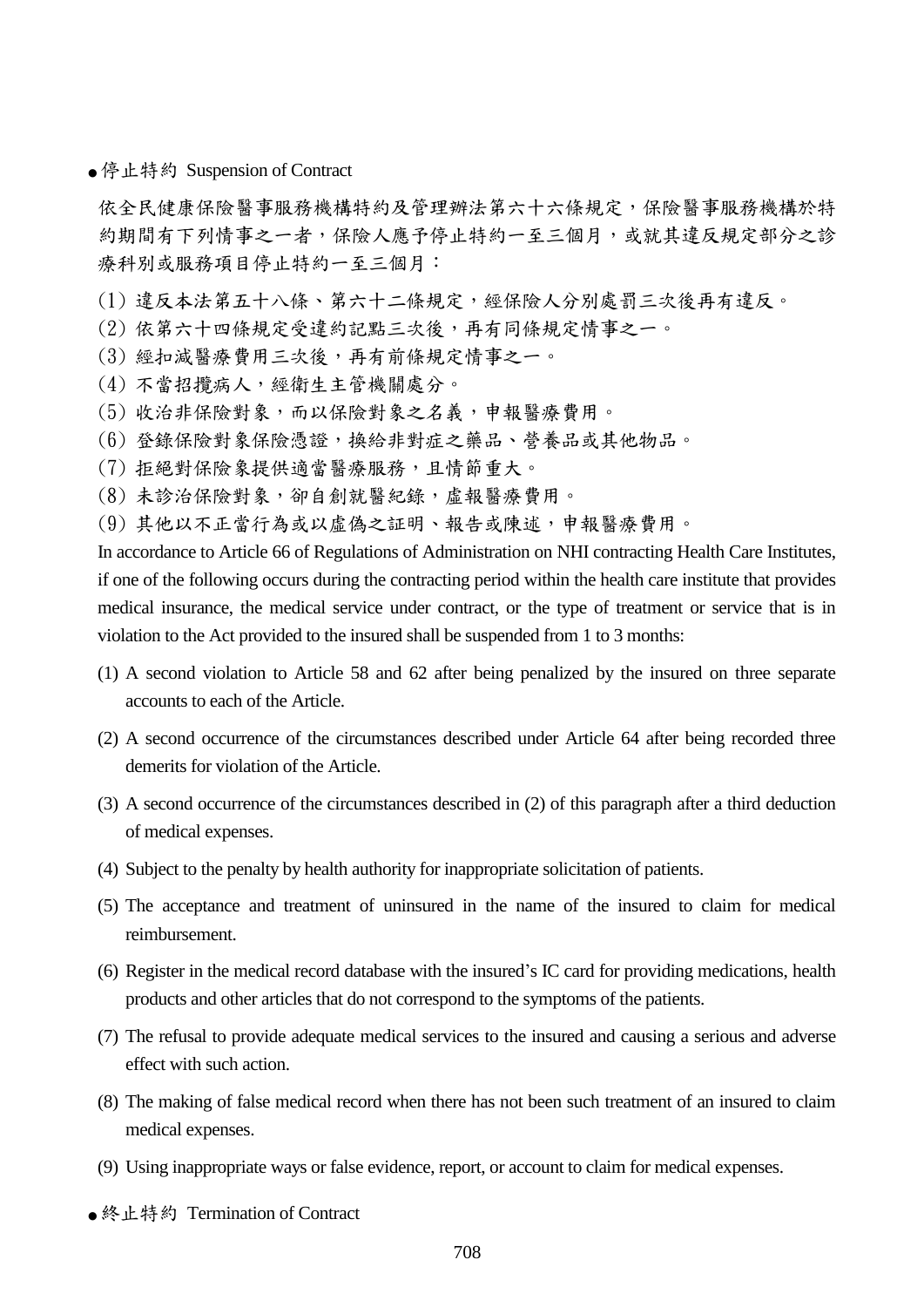- 停止特約 Suspension of Contract

依全民健康保險醫事服務機構特約及管理辦法第六十六條規定，保險醫事服務機構於特約期間有下列情事之一者，保險人應予停止特約一至三個月，或就其違反規定部分之診療科別或服務項目停止特約一至三個月：

(1) 違反本法第五十八條、第六十二條規定，經保險人分別處罰三次後再有違反。
(2) 依第六十四條規定受違約記點三次後，再有同條規定情事之一。
(3) 經扣減醫療費用三次後，再有前條規定情事之一。
(4) 不當招攬病人，經衛生主管機關處分。
(5) 收治非保險對象，而以保險對象之名義，申報醫療費用。
(6) 登錄保險對象保險憑證，換給非對症之藥品、營養品或其他物品。
(7) 拒絕對保險象提供適當醫療服務，且情節重大。
(8) 未診治保險對象，卻自創就醫紀錄，虛報醫療費用。
(9) 其他以不正當行為或以虛偽之証明、報告或陳述，申報醫療費用。

In accordance to Article 66 of Regulations of Administration on NHI contracting Health Care Institutes, if one of the following occurs during the contracting period within the health care institute that provides medical insurance, the medical service under contract, or the type of treatment or service that is in violation to the Act provided to the insured shall be suspended from 1 to 3 months:

(1) A second violation to Article 58 and 62 after being penalized by the insured on three separate accounts to each of the Article.
(2) A second occurrence of the circumstances described under Article 64 after being recorded three demerits for violation of the Article.
(3) A second occurrence of the circumstances described in (2) of this paragraph after a third deduction of medical expenses.
(4) Subject to the penalty by health authority for inappropriate solicitation of patients.
(5) The acceptance and treatment of uninsured in the name of the insured to claim for medical reimbursement.
(6) Register in the medical record database with the insured's IC card for providing medications, health products and other articles that do not correspond to the symptoms of the patients.
(7) The refusal to provide adequate medical services to the insured and causing a serious and adverse effect with such action.
(8) The making of false medical record when there has not been such treatment of an insured to claim medical expenses.
(9) Using inappropriate ways or false evidence, report, or account to claim for medical expenses.

- 終止特約 Termination of Contract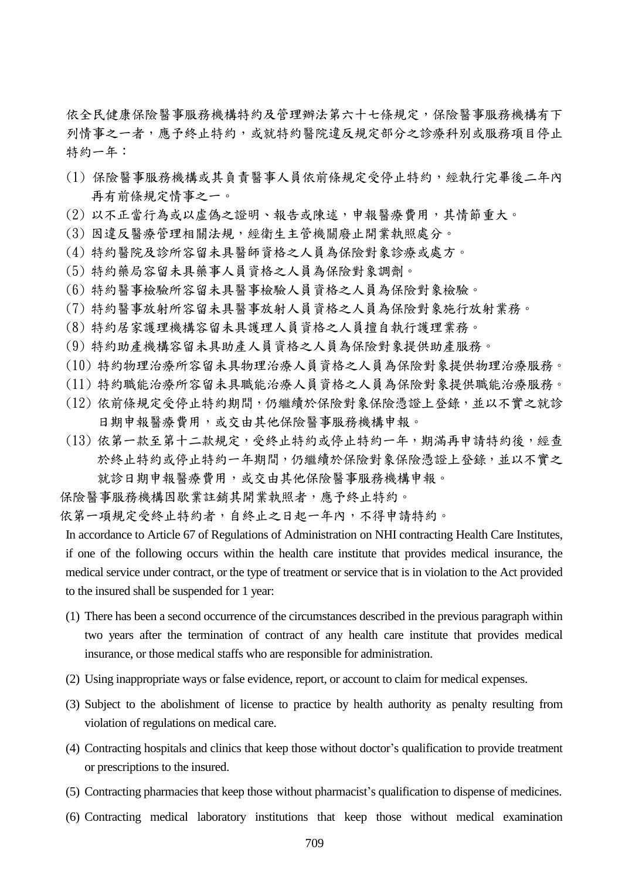依全民健康保險醫事服務機構特約及管理辦法第六十七條規定，保險醫事服務機構有下列情事之一者，應予終止特約，或就特約醫院違反規定部分之診療科別或服務項目停止特約一年：

(1) 保險醫事服務機構或其負責醫事人員依前條規定受停止特約，經執行完畢後二年內再有前條規定情事之一。
(2) 以不正當行為或以虛偽之證明、報告或陳述，申報醫療費用，其情節重大。
(3) 因違反醫療管理相關法規，經衛生主管機關廢止開業執照處分。
(4) 特約醫院及診所容留未具醫師資格之人員為保險對象診療或處方。
(5) 特約藥局容留未具藥事人員資格之人員為保險對象調劑。
(6) 特約醫事檢驗所容留未具醫事檢驗人員資格之人員為保險對象檢驗。
(7) 特約醫事放射所容留未具醫事放射人員資格之人員為保險對象施行放射業務。
(8) 特約居家護理機構容留未具護理人員資格之人員擅自執行護理業務。
(9) 特約助產機構容留未具助產人員資格之人員為保險對象提供助產服務。
(10) 特約物理治療所容留未具物理治療人員資格之人員為保險對象提供物理治療服務。
(11) 特約職能治療所容留未具職能治療人員資格之人員為保險對象提供職能治療服務。
(12) 依前條規定受停止特約期間，仍繼續於保險對象保險憑證上登錄，並以不實之就診日期申報醫療費用，或交由其他保險醫事服務機構申報。
(13) 依第一款至第十二款規定，受終止特約或停止特約一年，期滿再申請特約後，經查於終止特約或停止特約一年期間，仍繼續於保險對象保險憑證上登錄，並以不實之就診日期申報醫療費用，或交由其他保險醫事服務機構申報。

保險醫事服務機構因歇業註銷其開業執照者，應予終止特約。

依第一項規定受終止特約者，自終止之日起一年內，不得申請特約。

In accordance to Article 67 of Regulations of Administration on NHI contracting Health Care Institutes, if one of the following occurs within the health care institute that provides medical insurance, the medical service under contract, or the type of treatment or service that is in violation to the Act provided to the insured shall be suspended for 1 year:

(1) There has been a second occurrence of the circumstances described in the previous paragraph within two years after the termination of contract of any health care institute that provides medical insurance, or those medical staffs who are responsible for administration.
(2) Using inappropriate ways or false evidence, report, or account to claim for medical expenses.
(3) Subject to the abolishment of license to practice by health authority as penalty resulting from violation of regulations on medical care.
(4) Contracting hospitals and clinics that keep those without doctor's qualification to provide treatment or prescriptions to the insured.
(5) Contracting pharmacies that keep those without pharmacist's qualification to dispense of medicines.
(6) Contracting medical laboratory institutions that keep those without medical examination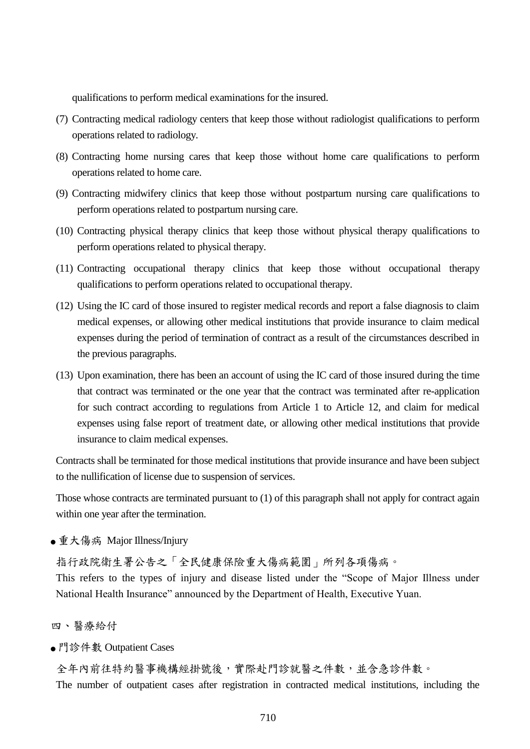qualifications to perform medical examinations for the insured.

(7) Contracting medical radiology centers that keep those without radiologist qualifications to perform operations related to radiology.

(8) Contracting home nursing cares that keep those without home care qualifications to perform operations related to home care.

(9) Contracting midwifery clinics that keep those without postpartum nursing care qualifications to perform operations related to postpartum nursing care.

(10) Contracting physical therapy clinics that keep those without physical therapy qualifications to perform operations related to physical therapy.

(11) Contracting occupational therapy clinics that keep those without occupational therapy qualifications to perform operations related to occupational therapy.

(12) Using the IC card of those insured to register medical records and report a false diagnosis to claim medical expenses, or allowing other medical institutions that provide insurance to claim medical expenses during the period of termination of contract as a result of the circumstances described in the previous paragraphs.

(13) Upon examination, there has been an account of using the IC card of those insured during the time that contract was terminated or the one year that the contract was terminated after re-application for such contract according to regulations from Article 1 to Article 12, and claim for medical expenses using false report of treatment date, or allowing other medical institutions that provide insurance to claim medical expenses.

Contracts shall be terminated for those medical institutions that provide insurance and have been subject to the nullification of license due to suspension of services.

Those whose contracts are terminated pursuant to (1) of this paragraph shall not apply for contract again within one year after the termination.

● 重大傷病 Major Illness/Injury

指行政院衛生署公告之「全民健康保險重大傷病範圍」所列各項傷病。
This refers to the types of injury and disease listed under the "Scope of Major Illness under National Health Insurance" announced by the Department of Health, Executive Yuan.

## 四、醫療給付

● 門診件數 Outpatient Cases

全年內前往特約醫事機構經掛號後，實際赴門診就醫之件數，並含急診件數。
The number of outpatient cases after registration in contracted medical institutions, including the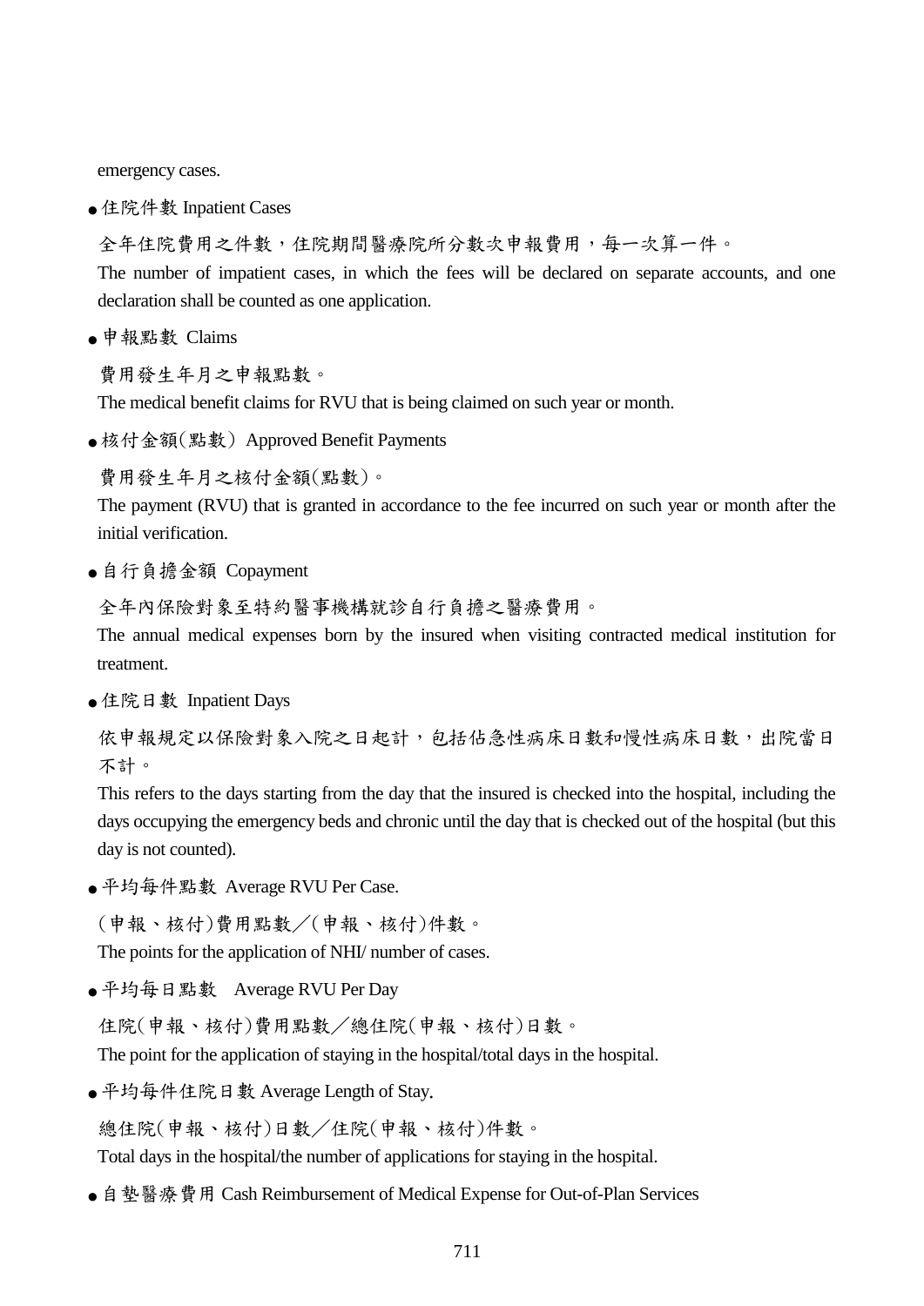emergency cases.

- 住院件數 Inpatient Cases

  全年住院費用之件數，住院期間醫療院所分數次申報費用，每一次算一件。

  The number of impatient cases, in which the fees will be declared on separate accounts, and one declaration shall be counted as one application.

- 申報點數 Claims

  費用發生年月之申報點數。

  The medical benefit claims for RVU that is being claimed on such year or month.

- 核付金額(點數) Approved Benefit Payments

  費用發生年月之核付金額(點數)。

  The payment (RVU) that is granted in accordance to the fee incurred on such year or month after the initial verification.

- 自行負擔金額 Copayment

  全年內保險對象至特約醫事機構就診自行負擔之醫療費用。

  The annual medical expenses born by the insured when visiting contracted medical institution for treatment.

- 住院日數 Inpatient Days

  依申報規定以保險對象入院之日起計，包括佔急性病床日數和慢性病床日數，出院當日不計。

  This refers to the days starting from the day that the insured is checked into the hospital, including the days occupying the emergency beds and chronic until the day that is checked out of the hospital (but this day is not counted).

- 平均每件點數 Average RVU Per Case.

  (申報、核付)費用點數／(申報、核付)件數。

  The points for the application of NHI/ number of cases.

- 平均每日點數 Average RVU Per Day

  住院(申報、核付)費用點數／總住院(申報、核付)日數。

  The point for the application of staying in the hospital/total days in the hospital.

- 平均每件住院日數 Average Length of Stay.

  總住院(申報、核付)日數／住院(申報、核付)件數。

  Total days in the hospital/the number of applications for staying in the hospital.

- 自墊醫療費用 Cash Reimbursement of Medical Expense for Out-of-Plan Services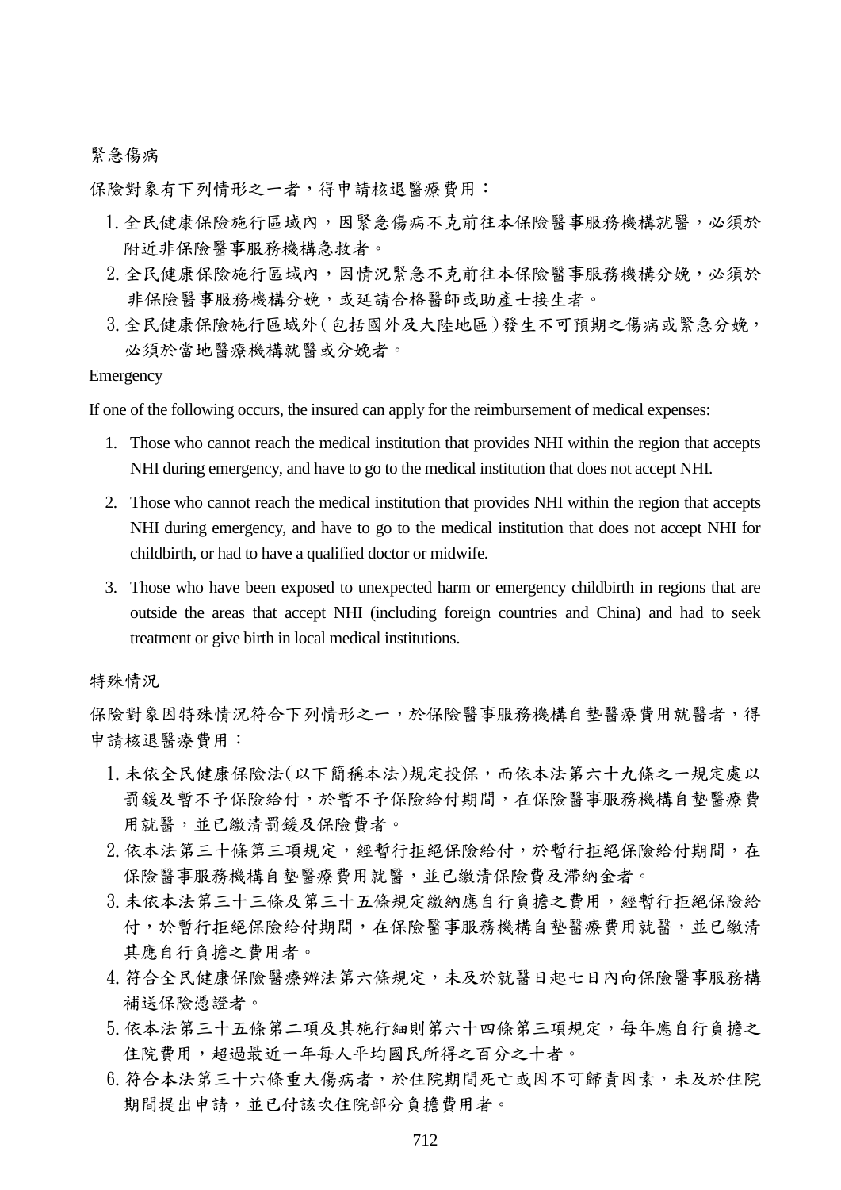緊急傷病

保險對象有下列情形之一者，得申請核退醫療費用：

1. 全民健康保險施行區域內，因緊急傷病不克前往本保險醫事服務機構就醫，必須於附近非保險醫事服務機構急救者。
2. 全民健康保險施行區域內，因情況緊急不克前往本保險醫事服務機構分娩，必須於非保險醫事服務機構分娩，或延請合格醫師或助產士接生者。
3. 全民健康保險施行區域外（包括國外及大陸地區）發生不可預期之傷病或緊急分娩，必須於當地醫療機構就醫或分娩者。

Emergency

If one of the following occurs, the insured can apply for the reimbursement of medical expenses:

1. Those who cannot reach the medical institution that provides NHI within the region that accepts NHI during emergency, and have to go to the medical institution that does not accept NHI.
2. Those who cannot reach the medical institution that provides NHI within the region that accepts NHI during emergency, and have to go to the medical institution that does not accept NHI for childbirth, or had to have a qualified doctor or midwife.
3. Those who have been exposed to unexpected harm or emergency childbirth in regions that are outside the areas that accept NHI (including foreign countries and China) and had to seek treatment or give birth in local medical institutions.

特殊情況

保險對象因特殊情況符合下列情形之一，於保險醫事服務機構自墊醫療費用就醫者，得申請核退醫療費用：

1. 未依全民健康保險法(以下簡稱本法)規定投保，而依本法第六十九條之一規定處以罰鍰及暫不予保險給付，於暫不予保險給付期間，在保險醫事服務機構自墊醫療費用就醫，並已繳清罰鍰及保險費者。
2. 依本法第三十條第三項規定，經暫行拒絕保險給付，於暫行拒絕保險給付期間，在保險醫事服務機構自墊醫療費用就醫，並已繳清保險費及滯納金者。
3. 未依本法第三十三條及第三十五條規定繳納應自行負擔之費用，經暫行拒絕保險給付，於暫行拒絕保險給付期間，在保險醫事服務機構自墊醫療費用就醫，並已繳清其應自行負擔之費用者。
4. 符合全民健康保險醫療辦法第六條規定，未及於就醫日起七日內向保險醫事服務構補送保險憑證者。
5. 依本法第三十五條第二項及其施行細則第六十四條第三項規定，每年應自行負擔之住院費用，超過最近一年每人平均國民所得之百分之十者。
6. 符合本法第三十六條重大傷病者，於住院期間死亡或因不可歸責因素，未及於住院期間提出申請，並已付該次住院部分負擔費用者。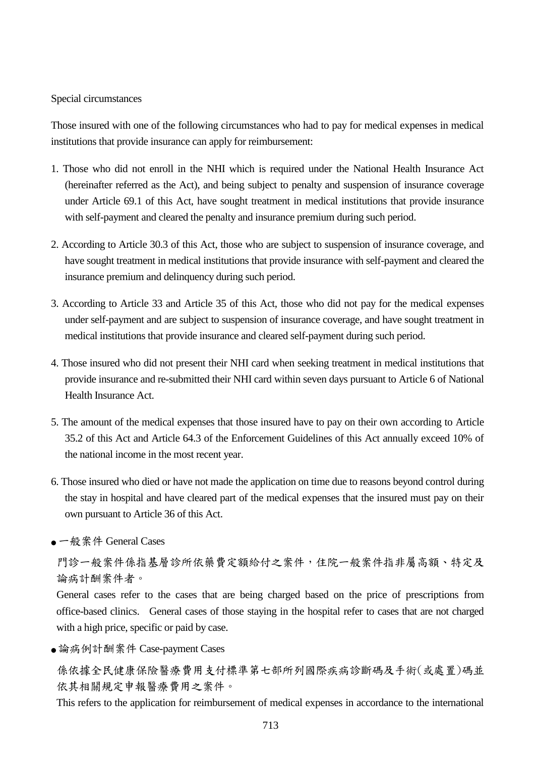Special circumstances

Those insured with one of the following circumstances who had to pay for medical expenses in medical institutions that provide insurance can apply for reimbursement:

1. Those who did not enroll in the NHI which is required under the National Health Insurance Act (hereinafter referred as the Act), and being subject to penalty and suspension of insurance coverage under Article 69.1 of this Act, have sought treatment in medical institutions that provide insurance with self-payment and cleared the penalty and insurance premium during such period.
2. According to Article 30.3 of this Act, those who are subject to suspension of insurance coverage, and have sought treatment in medical institutions that provide insurance with self-payment and cleared the insurance premium and delinquency during such period.
3. According to Article 33 and Article 35 of this Act, those who did not pay for the medical expenses under self-payment and are subject to suspension of insurance coverage, and have sought treatment in medical institutions that provide insurance and cleared self-payment during such period.
4. Those insured who did not present their NHI card when seeking treatment in medical institutions that provide insurance and re-submitted their NHI card within seven days pursuant to Article 6 of National Health Insurance Act.
5. The amount of the medical expenses that those insured have to pay on their own according to Article 35.2 of this Act and Article 64.3 of the Enforcement Guidelines of this Act annually exceed 10% of the national income in the most recent year.
6. Those insured who died or have not made the application on time due to reasons beyond control during the stay in hospital and have cleared part of the medical expenses that the insured must pay on their own pursuant to Article 36 of this Act.

- 一般案件 General Cases

門診一般案件係指基層診所依藥費定額給付之案件，住院一般案件指非屬高額、特定及論病計酬案件者。

General cases refer to the cases that are being charged based on the price of prescriptions from office-based clinics. General cases of those staying in the hospital refer to cases that are not charged with a high price, specific or paid by case.

- 論病例計酬案件 Case-payment Cases

係依據全民健康保險醫療費用支付標準第七部所列國際疾病診斷碼及手術(或處置)碼並依其相關規定申報醫療費用之案件。

This refers to the application for reimbursement of medical expenses in accordance to the international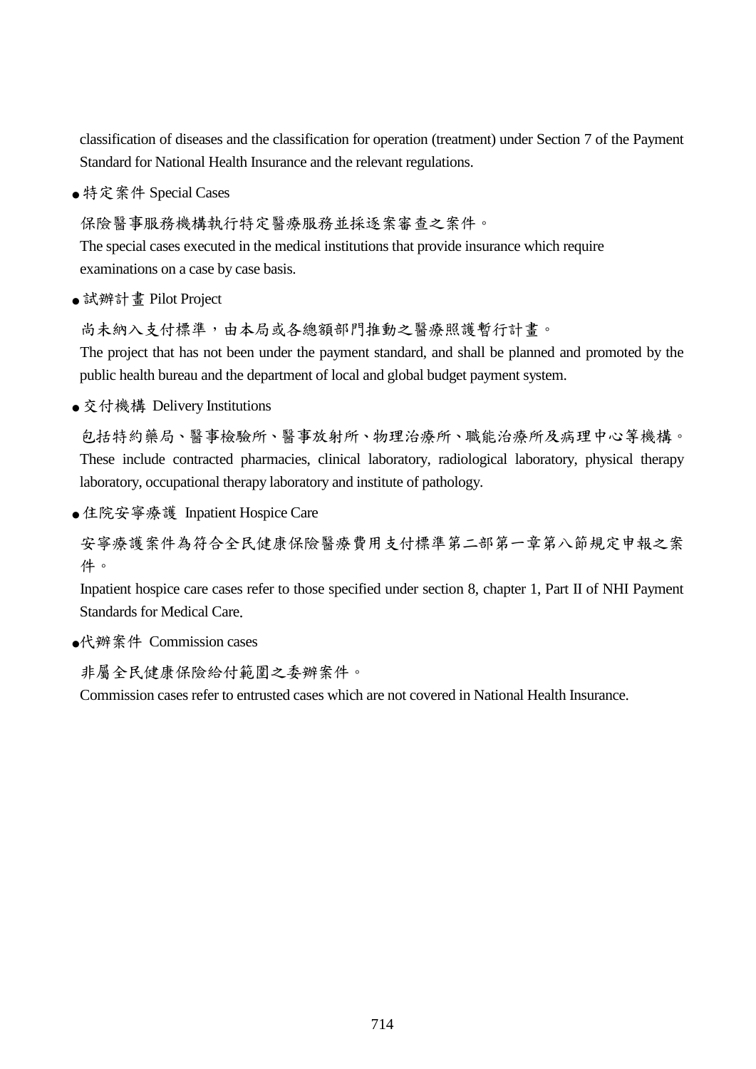classification of diseases and the classification for operation (treatment) under Section 7 of the Payment Standard for National Health Insurance and the relevant regulations.

- 特定案件 Special Cases

保險醫事服務機構執行特定醫療服務並採逐案審查之案件。

The special cases executed in the medical institutions that provide insurance which require examinations on a case by case basis.

- 試辦計畫 Pilot Project

尚未納入支付標準，由本局或各總額部門推動之醫療照護暫行計畫。

The project that has not been under the payment standard, and shall be planned and promoted by the public health bureau and the department of local and global budget payment system.

- 交付機構 Delivery Institutions

包括特約藥局、醫事檢驗所、醫事放射所、物理治療所、職能治療所及病理中心等機構。

These include contracted pharmacies, clinical laboratory, radiological laboratory, physical therapy laboratory, occupational therapy laboratory and institute of pathology.

- 住院安寧療護 Inpatient Hospice Care

安寧療護案件為符合全民健康保險醫療費用支付標準第二部第一章第八節規定申報之案件。

Inpatient hospice care cases refer to those specified under section 8, chapter 1, Part II of NHI Payment Standards for Medical Care.

- 代辦案件 Commission cases

非屬全民健康保險給付範圍之委辦案件。

Commission cases refer to entrusted cases which are not covered in National Health Insurance.